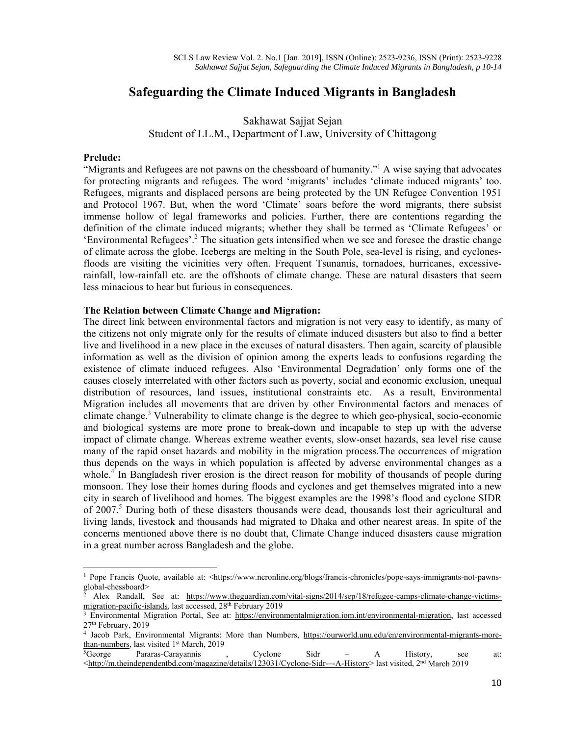# Safeguarding the Climate Induced Migrants in Bangladesh

Sakhawat Sajjat Sejan
Student of LL.M., Department of Law, University of Chittagong

**Prelude:**

"Migrants and Refugees are not pawns on the chessboard of humanity."[1] A wise saying that advocates for protecting migrants and refugees. The word 'migrants' includes 'climate induced migrants' too. Refugees, migrants and displaced persons are being protected by the UN Refugee Convention 1951 and Protocol 1967. But, when the word 'Climate' soars before the word migrants, there subsist immense hollow of legal frameworks and policies. Further, there are contentions regarding the definition of the climate induced migrants; whether they shall be termed as 'Climate Refugees' or 'Environmental Refugees'.[2] The situation gets intensified when we see and foresee the drastic change of climate across the globe. Icebergs are melting in the South Pole, sea-level is rising, and cyclones-floods are visiting the vicinities very often. Frequent Tsunamis, tornadoes, hurricanes, excessive-rainfall, low-rainfall etc. are the offshoots of climate change. These are natural disasters that seem less minacious to hear but furious in consequences.

**The Relation between Climate Change and Migration:**

The direct link between environmental factors and migration is not very easy to identify, as many of the citizens not only migrate only for the results of climate induced disasters but also to find a better live and livelihood in a new place in the excuses of natural disasters. Then again, scarcity of plausible information as well as the division of opinion among the experts leads to confusions regarding the existence of climate induced refugees. Also 'Environmental Degradation' only forms one of the causes closely interrelated with other factors such as poverty, social and economic exclusion, unequal distribution of resources, land issues, institutional constraints etc. As a result, Environmental Migration includes all movements that are driven by other Environmental factors and menaces of climate change.[3] Vulnerability to climate change is the degree to which geo-physical, socio-economic and biological systems are more prone to break-down and incapable to step up with the adverse impact of climate change. Whereas extreme weather events, slow-onset hazards, sea level rise cause many of the rapid onset hazards and mobility in the migration process.The occurrences of migration thus depends on the ways in which population is affected by adverse environmental changes as a whole.[4] In Bangladesh river erosion is the direct reason for mobility of thousands of people during monsoon. They lose their homes during floods and cyclones and get themselves migrated into a new city in search of livelihood and homes. The biggest examples are the 1998's flood and cyclone SIDR of 2007.[5] During both of these disasters thousands were dead, thousands lost their agricultural and living lands, livestock and thousands had migrated to Dhaka and other nearest areas. In spite of the concerns mentioned above there is no doubt that, Climate Change induced disasters cause migration in a great number across Bangladesh and the globe.

---

[1] Pope Francis Quote, available at: <https://www.ncronline.org/blogs/francis-chronicles/pope-says-immigrants-not-pawns-global-chessboard>

[2] Alex Randall, See at: https://www.theguardian.com/vital-signs/2014/sep/18/refugee-camps-climate-change-victims-migration-pacific-islands, last accessed, 28th February 2019

[3] Environmental Migration Portal, See at: https://environmentalmigration.iom.int/environmental-migration, last accessed 27th February, 2019

[4] Jacob Park, Environmental Migrants: More than Numbers, https://ourworld.unu.edu/en/environmental-migrants-more-than-numbers, last visited 1st March, 2019

[5] George Pararas-Carayannis , Cyclone Sidr – A History, see at: <http://m.theindependentbd.com/magazine/details/123031/Cyclone-Sidr-–-A-History> last visited, 2nd March 2019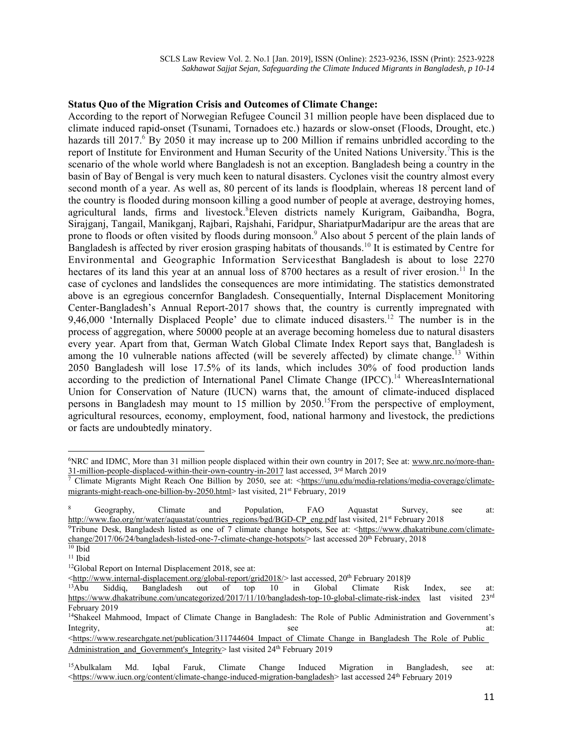**Status Quo of the Migration Crisis and Outcomes of Climate Change:**

According to the report of Norwegian Refugee Council 31 million people have been displaced due to climate induced rapid-onset (Tsunami, Tornadoes etc.) hazards or slow-onset (Floods, Drought, etc.) hazards till 2017.[6] By 2050 it may increase up to 200 Million if remains unbridled according to the report of Institute for Environment and Human Security of the United Nations University.[7]This is the scenario of the whole world where Bangladesh is not an exception. Bangladesh being a country in the basin of Bay of Bengal is very much keen to natural disasters. Cyclones visit the country almost every second month of a year. As well as, 80 percent of its lands is floodplain, whereas 18 percent land of the country is flooded during monsoon killing a good number of people at average, destroying homes, agricultural lands, firms and livestock.[8]Eleven districts namely Kurigram, Gaibandha, Bogra, Sirajganj, Tangail, Manikganj, Rajbari, Rajshahi, Faridpur, ShariatpurMadaripur are the areas that are prone to floods or often visited by floods during monsoon.[9] Also about 5 percent of the plain lands of Bangladesh is affected by river erosion grasping habitats of thousands.[10] It is estimated by Centre for Environmental and Geographic Information Servicesthat Bangladesh is about to lose 2270 hectares of its land this year at an annual loss of 8700 hectares as a result of river erosion.[11] In the case of cyclones and landslides the consequences are more intimidating. The statistics demonstrated above is an egregious concernfor Bangladesh. Consequentially, Internal Displacement Monitoring Center-Bangladesh's Annual Report-2017 shows that, the country is currently impregnated with 9,46,000 'Internally Displaced People' due to climate induced disasters.[12] The number is in the process of aggregation, where 50000 people at an average becoming homeless due to natural disasters every year. Apart from that, German Watch Global Climate Index Report says that, Bangladesh is among the 10 vulnerable nations affected (will be severely affected) by climate change.[13] Within 2050 Bangladesh will lose 17.5% of its lands, which includes 30% of food production lands according to the prediction of International Panel Climate Change (IPCC).[14] WhereasInternational Union for Conservation of Nature (IUCN) warns that, the amount of climate-induced displaced persons in Bangladesh may mount to 15 million by 2050.[15]From the perspective of employment, agricultural resources, economy, employment, food, national harmony and livestock, the predictions or facts are undoubtedly minatory.

---

[6]NRC and IDMC, More than 31 million people displaced within their own country in 2017; See at: www.nrc.no/more-than-31-million-people-displaced-within-their-own-country-in-2017 last accessed, 3rd March 2019

[7] Climate Migrants Might Reach One Billion by 2050, see at: <https://unu.edu/media-relations/media-coverage/climate-migrants-might-reach-one-billion-by-2050.html> last visited, 21st February, 2019

[8] Geography, Climate and Population, FAO Aquastat Survey, see at: http://www.fao.org/nr/water/aquastat/countries_regions/bgd/BGD-CP_eng.pdf last visited, 21st February 2018

[9]Tribune Desk, Bangladesh listed as one of 7 climate change hotspots, See at: <https://www.dhakatribune.com/climate-change/2017/06/24/bangladesh-listed-one-7-climate-change-hotspots/> last accessed 20th February, 2018

[10] Ibid

[11] Ibid

[12]Global Report on Internal Displacement 2018, see at: <http://www.internal-displacement.org/global-report/grid2018/> last accessed, 20th February 2018]9

[13]Abu Siddiq, Bangladesh out of top 10 in Global Climate Risk Index, see at: https://www.dhakatribune.com/uncategorized/2017/11/10/bangladesh-top-10-global-climate-risk-index last visited 23rd February 2019

[14]Shakeel Mahmood, Impact of Climate Change in Bangladesh: The Role of Public Administration and Government's Integrity, see at: <https://www.researchgate.net/publication/311744604_Impact_of_Climate_Change_in_Bangladesh_The_Role_of_Public_Administration_and_Government's_Integrity> last visited 24th February 2019

[15]Abulkalam Md. Iqbal Faruk, Climate Change Induced Migration in Bangladesh, see at: <https://www.iucn.org/content/climate-change-induced-migration-bangladesh> last accessed 24th February 2019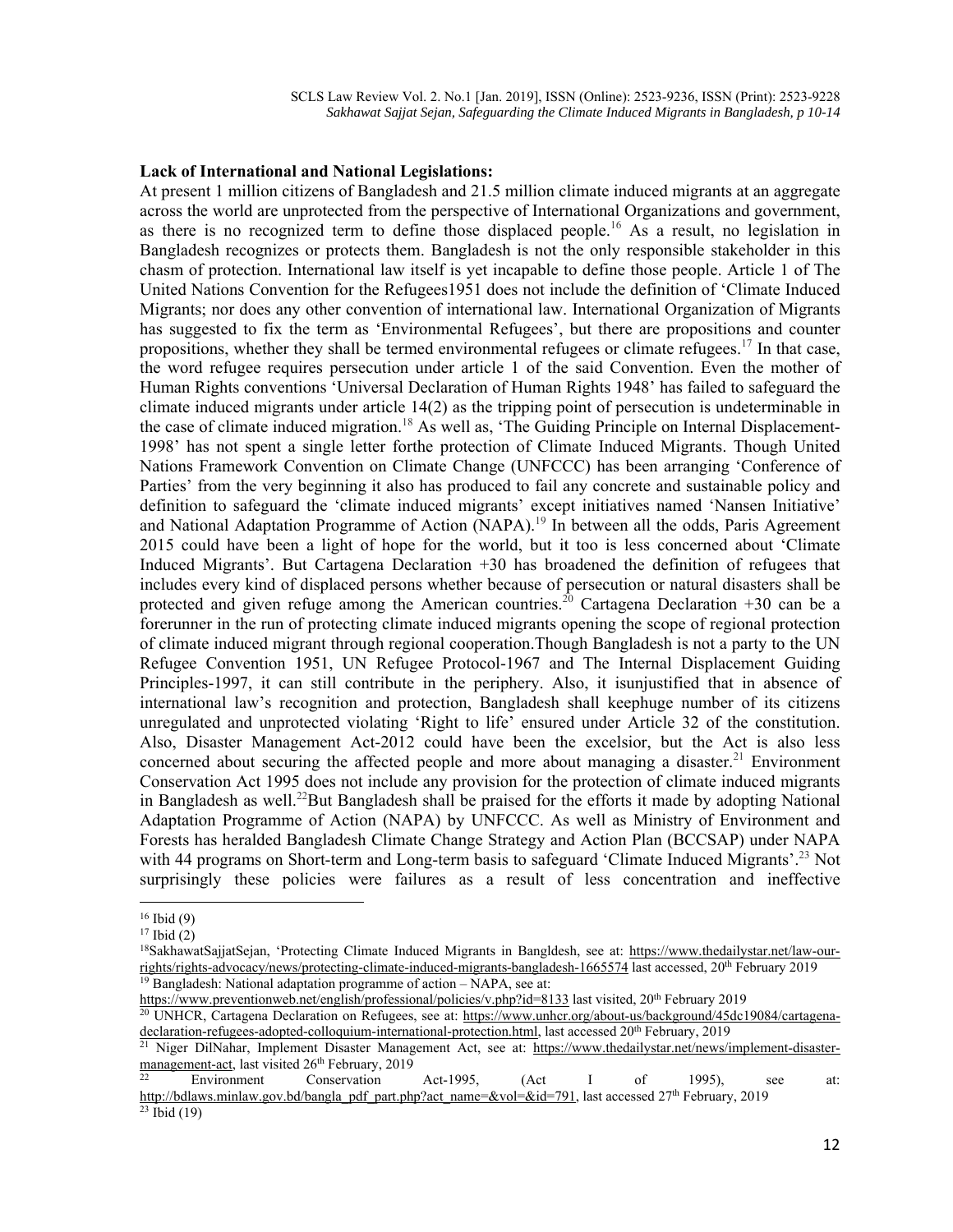**Lack of International and National Legislations:**

At present 1 million citizens of Bangladesh and 21.5 million climate induced migrants at an aggregate across the world are unprotected from the perspective of International Organizations and government, as there is no recognized term to define those displaced people.[16] As a result, no legislation in Bangladesh recognizes or protects them. Bangladesh is not the only responsible stakeholder in this chasm of protection. International law itself is yet incapable to define those people. Article 1 of The United Nations Convention for the Refugees1951 does not include the definition of 'Climate Induced Migrants; nor does any other convention of international law. International Organization of Migrants has suggested to fix the term as 'Environmental Refugees', but there are propositions and counter propositions, whether they shall be termed environmental refugees or climate refugees.[17] In that case, the word refugee requires persecution under article 1 of the said Convention. Even the mother of Human Rights conventions 'Universal Declaration of Human Rights 1948' has failed to safeguard the climate induced migrants under article 14(2) as the tripping point of persecution is undeterminable in the case of climate induced migration.[18] As well as, 'The Guiding Principle on Internal Displacement-1998' has not spent a single letter forthe protection of Climate Induced Migrants. Though United Nations Framework Convention on Climate Change (UNFCCC) has been arranging 'Conference of Parties' from the very beginning it also has produced to fail any concrete and sustainable policy and definition to safeguard the 'climate induced migrants' except initiatives named 'Nansen Initiative' and National Adaptation Programme of Action (NAPA).[19] In between all the odds, Paris Agreement 2015 could have been a light of hope for the world, but it too is less concerned about 'Climate Induced Migrants'. But Cartagena Declaration +30 has broadened the definition of refugees that includes every kind of displaced persons whether because of persecution or natural disasters shall be protected and given refuge among the American countries.[20] Cartagena Declaration +30 can be a forerunner in the run of protecting climate induced migrants opening the scope of regional protection of climate induced migrant through regional cooperation.Though Bangladesh is not a party to the UN Refugee Convention 1951, UN Refugee Protocol-1967 and The Internal Displacement Guiding Principles-1997, it can still contribute in the periphery. Also, it isunjustified that in absence of international law's recognition and protection, Bangladesh shall keephuge number of its citizens unregulated and unprotected violating 'Right to life' ensured under Article 32 of the constitution. Also, Disaster Management Act-2012 could have been the excelsior, but the Act is also less concerned about securing the affected people and more about managing a disaster.[21] Environment Conservation Act 1995 does not include any provision for the protection of climate induced migrants in Bangladesh as well.[22]But Bangladesh shall be praised for the efforts it made by adopting National Adaptation Programme of Action (NAPA) by UNFCCC. As well as Ministry of Environment and Forests has heralded Bangladesh Climate Change Strategy and Action Plan (BCCSAP) under NAPA with 44 programs on Short-term and Long-term basis to safeguard 'Climate Induced Migrants'.[23] Not surprisingly these policies were failures as a result of less concentration and ineffective

---

[16] Ibid (9)

[17] Ibid (2)

[18] SakhawatSajjatSejan, 'Protecting Climate Induced Migrants in Bangldesh, see at: https://www.thedailystar.net/law-our-rights/rights-advocacy/news/protecting-climate-induced-migrants-bangladesh-1665574 last accessed, 20th February 2019

[19] Bangladesh: National adaptation programme of action – NAPA, see at: https://www.preventionweb.net/english/professional/policies/v.php?id=8133 last visited, 20th February 2019

[20] UNHCR, Cartagena Declaration on Refugees, see at: https://www.unhcr.org/about-us/background/45dc19084/cartagena-declaration-refugees-adopted-colloquium-international-protection.html, last accessed 20th February, 2019

[21] Niger DilNahar, Implement Disaster Management Act, see at: https://www.thedailystar.net/news/implement-disaster-management-act, last visited 26th February, 2019

[22] Environment Conservation Act-1995, (Act I of 1995), see at: http://bdlaws.minlaw.gov.bd/bangla_pdf_part.php?act_name=&vol=&id=791, last accessed 27th February, 2019

[23] Ibid (19)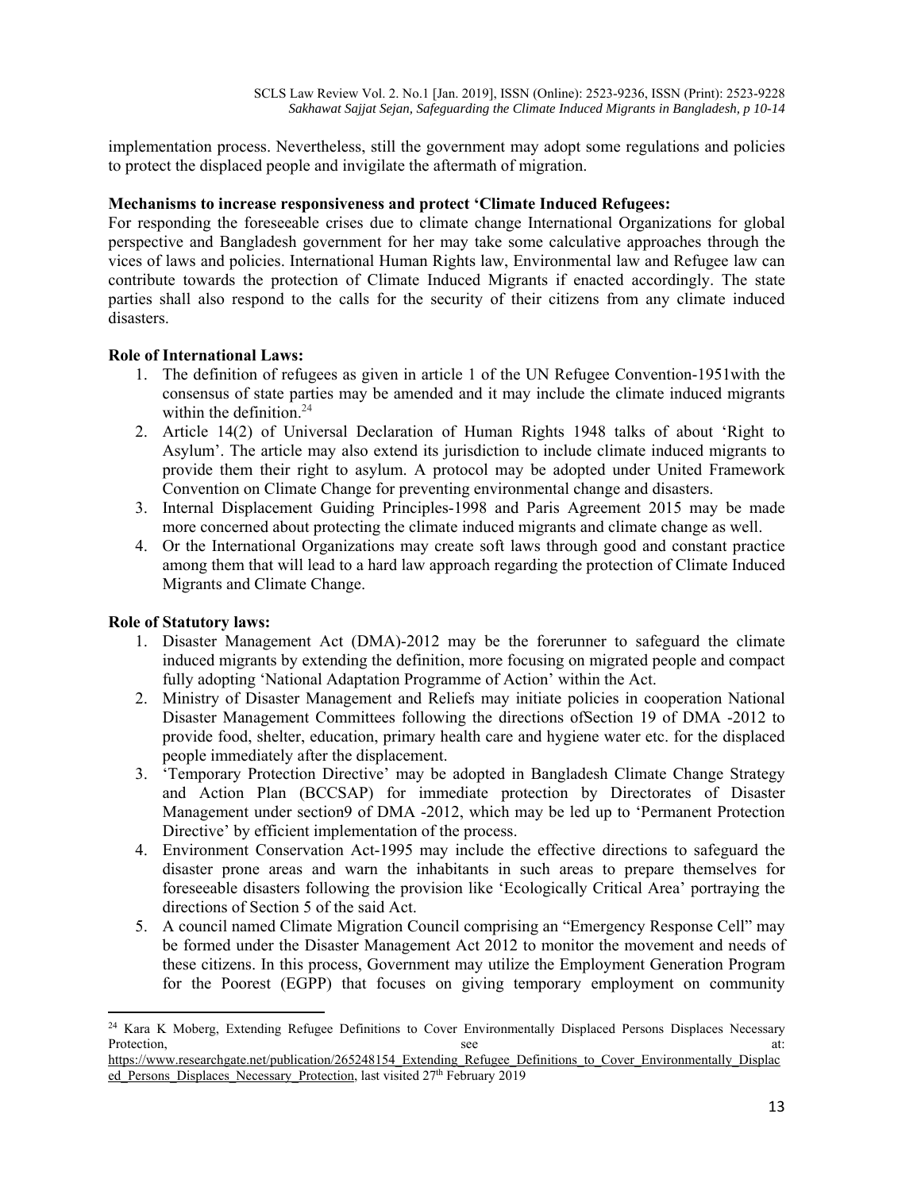implementation process. Nevertheless, still the government may adopt some regulations and policies to protect the displaced people and invigilate the aftermath of migration.

**Mechanisms to increase responsiveness and protect 'Climate Induced Refugees:**

For responding the foreseeable crises due to climate change International Organizations for global perspective and Bangladesh government for her may take some calculative approaches through the vices of laws and policies. International Human Rights law, Environmental law and Refugee law can contribute towards the protection of Climate Induced Migrants if enacted accordingly. The state parties shall also respond to the calls for the security of their citizens from any climate induced disasters.

**Role of International Laws:**

1. The definition of refugees as given in article 1 of the UN Refugee Convention-1951with the consensus of state parties may be amended and it may include the climate induced migrants within the definition.[24]
2. Article 14(2) of Universal Declaration of Human Rights 1948 talks of about 'Right to Asylum'. The article may also extend its jurisdiction to include climate induced migrants to provide them their right to asylum. A protocol may be adopted under United Framework Convention on Climate Change for preventing environmental change and disasters.
3. Internal Displacement Guiding Principles-1998 and Paris Agreement 2015 may be made more concerned about protecting the climate induced migrants and climate change as well.
4. Or the International Organizations may create soft laws through good and constant practice among them that will lead to a hard law approach regarding the protection of Climate Induced Migrants and Climate Change.

**Role of Statutory laws:**

1. Disaster Management Act (DMA)-2012 may be the forerunner to safeguard the climate induced migrants by extending the definition, more focusing on migrated people and compact fully adopting 'National Adaptation Programme of Action' within the Act.
2. Ministry of Disaster Management and Reliefs may initiate policies in cooperation National Disaster Management Committees following the directions ofSection 19 of DMA -2012 to provide food, shelter, education, primary health care and hygiene water etc. for the displaced people immediately after the displacement.
3. 'Temporary Protection Directive' may be adopted in Bangladesh Climate Change Strategy and Action Plan (BCCSAP) for immediate protection by Directorates of Disaster Management under section9 of DMA -2012, which may be led up to 'Permanent Protection Directive' by efficient implementation of the process.
4. Environment Conservation Act-1995 may include the effective directions to safeguard the disaster prone areas and warn the inhabitants in such areas to prepare themselves for foreseeable disasters following the provision like 'Ecologically Critical Area' portraying the directions of Section 5 of the said Act.
5. A council named Climate Migration Council comprising an "Emergency Response Cell" may be formed under the Disaster Management Act 2012 to monitor the movement and needs of these citizens. In this process, Government may utilize the Employment Generation Program for the Poorest (EGPP) that focuses on giving temporary employment on community

---

[24] Kara K Moberg, Extending Refugee Definitions to Cover Environmentally Displaced Persons Displaces Necessary Protection, see at: https://www.researchgate.net/publication/265248154_Extending_Refugee_Definitions_to_Cover_Environmentally_Displaced_Persons_Displaces_Necessary_Protection, last visited 27th February 2019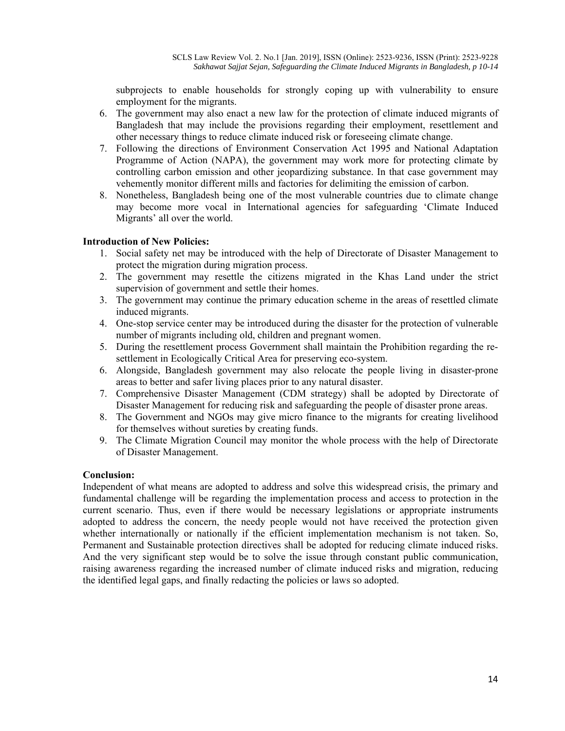subprojects to enable households for strongly coping up with vulnerability to ensure employment for the migrants.

6. The government may also enact a new law for the protection of climate induced migrants of Bangladesh that may include the provisions regarding their employment, resettlement and other necessary things to reduce climate induced risk or foreseeing climate change.
7. Following the directions of Environment Conservation Act 1995 and National Adaptation Programme of Action (NAPA), the government may work more for protecting climate by controlling carbon emission and other jeopardizing substance. In that case government may vehemently monitor different mills and factories for delimiting the emission of carbon.
8. Nonetheless, Bangladesh being one of the most vulnerable countries due to climate change may become more vocal in International agencies for safeguarding 'Climate Induced Migrants' all over the world.

**Introduction of New Policies:**

1. Social safety net may be introduced with the help of Directorate of Disaster Management to protect the migration during migration process.
2. The government may resettle the citizens migrated in the Khas Land under the strict supervision of government and settle their homes.
3. The government may continue the primary education scheme in the areas of resettled climate induced migrants.
4. One-stop service center may be introduced during the disaster for the protection of vulnerable number of migrants including old, children and pregnant women.
5. During the resettlement process Government shall maintain the Prohibition regarding the re-settlement in Ecologically Critical Area for preserving eco-system.
6. Alongside, Bangladesh government may also relocate the people living in disaster-prone areas to better and safer living places prior to any natural disaster.
7. Comprehensive Disaster Management (CDM strategy) shall be adopted by Directorate of Disaster Management for reducing risk and safeguarding the people of disaster prone areas.
8. The Government and NGOs may give micro finance to the migrants for creating livelihood for themselves without sureties by creating funds.
9. The Climate Migration Council may monitor the whole process with the help of Directorate of Disaster Management.

**Conclusion:**

Independent of what means are adopted to address and solve this widespread crisis, the primary and fundamental challenge will be regarding the implementation process and access to protection in the current scenario. Thus, even if there would be necessary legislations or appropriate instruments adopted to address the concern, the needy people would not have received the protection given whether internationally or nationally if the efficient implementation mechanism is not taken. So, Permanent and Sustainable protection directives shall be adopted for reducing climate induced risks. And the very significant step would be to solve the issue through constant public communication, raising awareness regarding the increased number of climate induced risks and migration, reducing the identified legal gaps, and finally redacting the policies or laws so adopted.